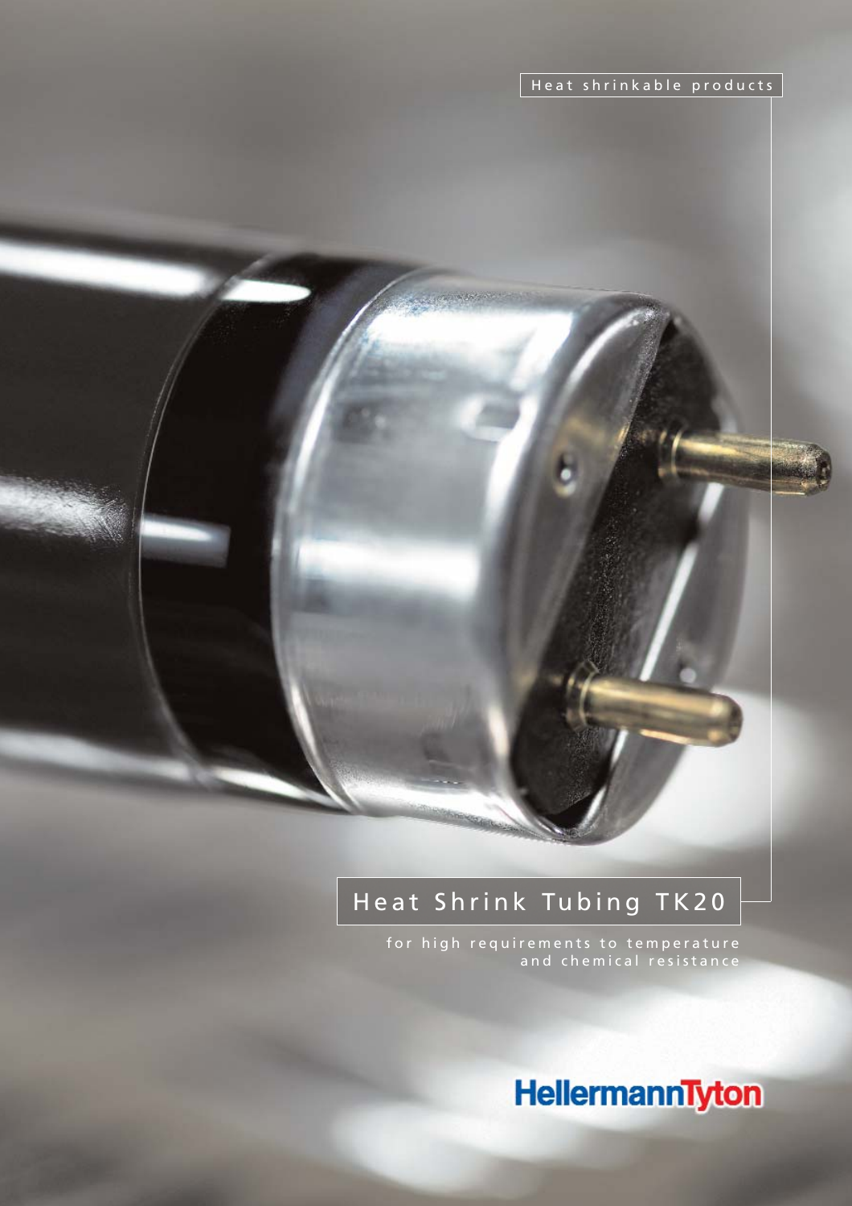Heat shrinkable products

# Heat Shrink Tubing TK20

for high requirements to temperature and chemical resistance

HellermannTyton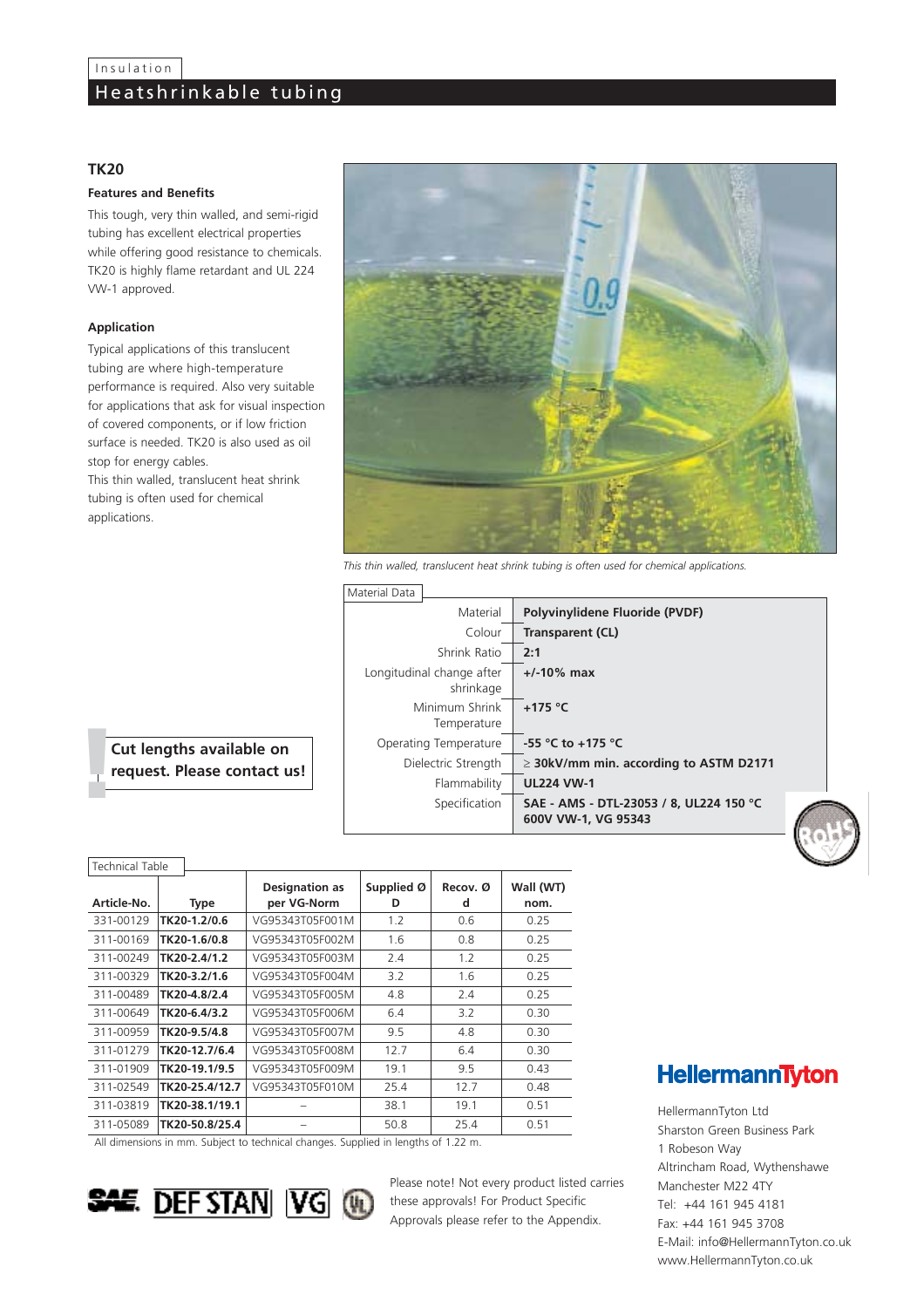Insulation

# Heatshrinkable tubing

## TK20

### Features and Benefits

This tough, very thin walled, and semi-rigid tubing has excellent electrical properties while offering good resistance to chemicals. TK20 is highly flame retardant and UL 224 VW-1 approved.

### Application

Typical applications of this translucent tubing are where high-temperature performance is required. Also very suitable for applications that ask for visual inspection of covered components, or if low friction surface is needed. TK20 is also used as oil stop for energy cables.
This thin walled, translucent heat shrink tubing is often used for chemical applications.

*This thin walled, translucent heat shrink tubing is often used for chemical applications.*

**Cut lengths available on request. Please contact us!**

Material Data

| | |
|---|---|
| Material | **Polyvinylidene Fluoride (PVDF)** |
| Colour | **Transparent (CL)** |
| Shrink Ratio | **2:1** |
| Longitudinal change after shrinkage | **+/-10% max** |
| Minimum Shrink Temperature | **+175 °C** |
| Operating Temperature | **-55 °C to +175 °C** |
| Dielectric Strength | **≥ 30kV/mm min. according to ASTM D2171** |
| Flammability | **UL224 VW-1** |
| Specification | **SAE - AMS - DTL-23053 / 8, UL224 150 °C 600V VW-1, VG 95343** |

Technical Table

| Article-No. | Type | Designation as per VG-Norm | Supplied Ø D | Recov. Ø d | Wall (WT) nom. |
|---|---|---|---|---|---|
| 331-00129 | **TK20-1.2/0.6** | VG95343T05F001M | 1.2 | 0.6 | 0.25 |
| 311-00169 | **TK20-1.6/0.8** | VG95343T05F002M | 1.6 | 0.8 | 0.25 |
| 311-00249 | **TK20-2.4/1.2** | VG95343T05F003M | 2.4 | 1.2 | 0.25 |
| 311-00329 | **TK20-3.2/1.6** | VG95343T05F004M | 3.2 | 1.6 | 0.25 |
| 311-00489 | **TK20-4.8/2.4** | VG95343T05F005M | 4.8 | 2.4 | 0.25 |
| 311-00649 | **TK20-6.4/3.2** | VG95343T05F006M | 6.4 | 3.2 | 0.30 |
| 311-00959 | **TK20-9.5/4.8** | VG95343T05F007M | 9.5 | 4.8 | 0.30 |
| 311-01279 | **TK20-12.7/6.4** | VG95343T05F008M | 12.7 | 6.4 | 0.30 |
| 311-01909 | **TK20-19.1/9.5** | VG95343T05F009M | 19.1 | 9.5 | 0.43 |
| 311-02549 | **TK20-25.4/12.7** | VG95343T05F010M | 25.4 | 12.7 | 0.48 |
| 311-03819 | **TK20-38.1/19.1** | – | 38.1 | 19.1 | 0.51 |
| 311-05089 | **TK20-50.8/25.4** | – | 50.8 | 25.4 | 0.51 |

All dimensions in mm. Subject to technical changes. Supplied in lengths of 1.22 m.

SAE DEF STAN VG

Please note! Not every product listed carries these approvals! For Product Specific Approvals please refer to the Appendix.

**HellermannTyton**

HellermannTyton Ltd
Sharston Green Business Park
1 Robeson Way
Altrincham Road, Wythenshawe
Manchester M22 4TY
Tel: +44 161 945 4181
Fax: +44 161 945 3708
E-Mail: info@HellermannTyton.co.uk
www.HellermannTyton.co.uk